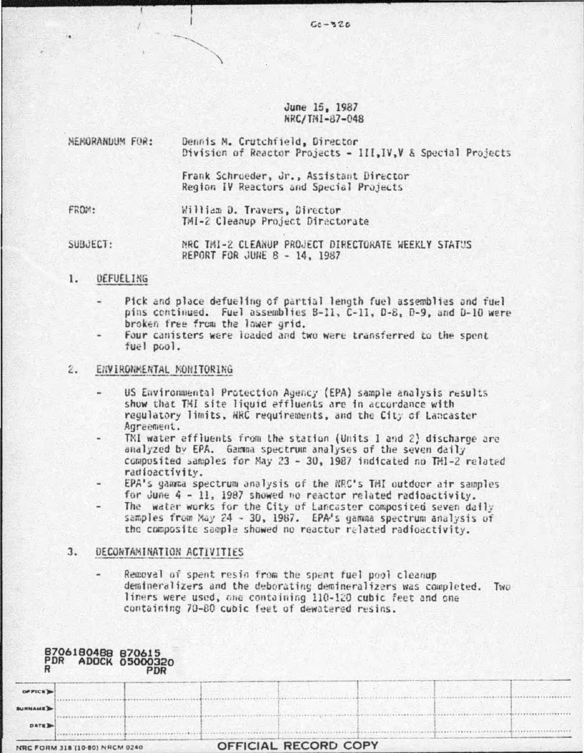Cc-320

June 15, 1987
NRC/TMI-87-048

MEMORANDUM FOR: Dennis M. Crutchfield, Director
Division of Reactor Projects - III, IV, V & Special Projects

Frank Schroeder, Jr., Assistant Director
Region IV Reactors and Special Projects

FROM: William D. Travers, Director
TMI-2 Cleanup Project Directorate

SUBJECT: NRC TMI-2 CLEANUP PROJECT DIRECTORATE WEEKLY STATUS REPORT FOR JUNE 8 - 14, 1987

1. DEFUELING

- Pick and place defueling of partial length fuel assemblies and fuel pins continued. Fuel assemblies B-11, C-11, D-8, D-9, and D-10 were broken free from the lower grid.
- Four canisters were loaded and two were transferred to the spent fuel pool.

2. ENVIRONMENTAL MONITORING

- US Environmental Protection Agency (EPA) sample analysis results show that TMI site liquid effluents are in accordance with regulatory limits, NRC requirements, and the City of Lancaster Agreement.
- TMI water effluents from the station (Units 1 and 2) discharge are analyzed by EPA. Gamma spectrum analyses of the seven daily composited samples for May 23 - 30, 1987 indicated no TMI-2 related radioactivity.
- EPA's gamma spectrum analysis of the NRC's TMI outdoor air samples for June 4 - 11, 1987 showed no reactor related radioactivity.
- The water works for the City of Lancaster composited seven daily samples from May 24 - 30, 1987. EPA's gamma spectrum analysis of the composite sample showed no reactor related radioactivity.

3. DECONTAMINATION ACTIVITIES

- Removal of spent resin from the spent fuel pool cleanup demineralizers and the deborating demineralizers was completed. Two liners were used, one containing 110-120 cubic feet and one containing 70-80 cubic feet of dewatered resins.

8706180488 870615
PDR ADOCK 05000320
R PDR

| OFFICE | | | | | | |
|---|---|---|---|---|---|---|
| SURNAME | | | | | | |
| DATE | | | | | | |

NRC FORM 318 (10-80) NRCM 0240 OFFICIAL RECORD COPY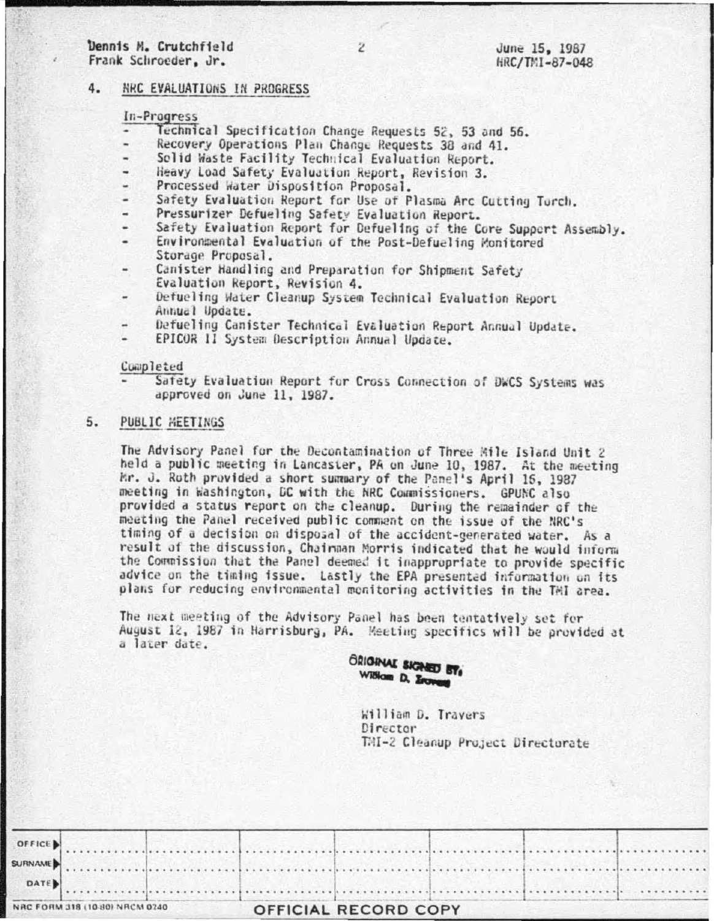Dennis M. Crutchfield
Frank Schroeder, Jr.

June 15, 1987
NRC/TMI-87-048

4. NRC EVALUATIONS IN PROGRESS

In-Progress

- Technical Specification Change Requests 52, 53 and 56.
- Recovery Operations Plan Change Requests 38 and 41.
- Solid Waste Facility Technical Evaluation Report.
- Heavy Load Safety Evaluation Report, Revision 3.
- Processed Water Disposition Proposal.
- Safety Evaluation Report for Use of Plasma Arc Cutting Torch.
- Pressurizer Defueling Safety Evaluation Report.
- Safety Evaluation Report for Defueling of the Core Support Assembly.
- Environmental Evaluation of the Post-Defueling Monitored Storage Proposal.
- Canister Handling and Preparation for Shipment Safety Evaluation Report, Revision 4.
- Defueling Water Cleanup System Technical Evaluation Report Annual Update.
- Defueling Canister Technical Evaluation Report Annual Update.
- EPICOR II System Description Annual Update.

Completed

- Safety Evaluation Report for Cross Connection of DWCS Systems was approved on June 11, 1987.

5. PUBLIC MEETINGS

The Advisory Panel for the Decontamination of Three Mile Island Unit 2 held a public meeting in Lancaster, PA on June 10, 1987. At the meeting Mr. J. Roth provided a short summary of the Panel's April 16, 1987 meeting in Washington, DC with the NRC Commissioners. GPUNC also provided a status report on the cleanup. During the remainder of the meeting the Panel received public comment on the issue of the NRC's timing of a decision on disposal of the accident-generated water. As a result of the discussion, Chairman Morris indicated that he would inform the Commission that the Panel deemed it inappropriate to provide specific advice on the timing issue. Lastly the EPA presented information on its plans for reducing environmental monitoring activities in the TMI area.

The next meeting of the Advisory Panel has been tentatively set for August 12, 1987 in Harrisburg, PA. Meeting specifics will be provided at a later date.

ORIGINAL SIGNED BY:
William D. Travers

William D. Travers
Director
TMI-2 Cleanup Project Directorate

| OFFICE | | | | | | | |
|---|---|---|---|---|---|---|---|
| SURNAME | | | | | | | |
| DATE | | | | | | | |

NRC FORM 318 (10-80) NRCM 0240

OFFICIAL RECORD COPY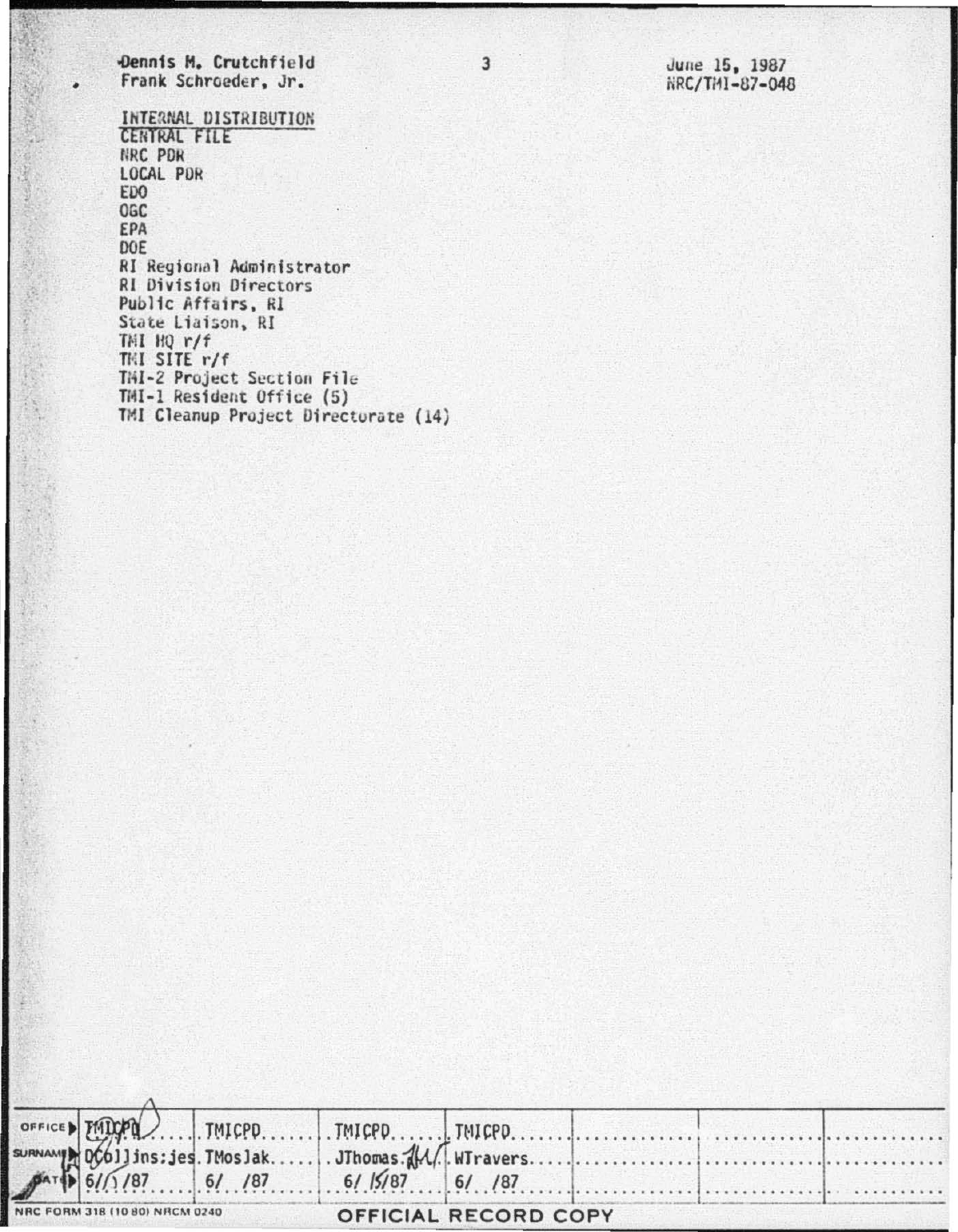Dennis M. Crutchfield
Frank Schroeder, Jr.

June 15, 1987
NRC/TMI-87-048

INTERNAL DISTRIBUTION

CENTRAL FILE
NRC PDR
LOCAL PDR
EDO
OGC
EPA
DOE
RI Regional Administrator
RI Division Directors
Public Affairs, RI
State Liaison, RI
TMI HQ r/f
TMI SITE r/f
TMI-2 Project Section File
TMI-1 Resident Office (5)
TMI Cleanup Project Directorate (14)

| OFFICE | TMICPD | TMICPD | TMICPD | TMICPD | | | |
|---|---|---|---|---|---|---|---|
| SURNAME | DCollins:jes | TMoslak | JThomas | WTravers | | | |
| DATE | 6/ /87 | 6/ /87 | 6/ 15/87 | 6/ /87 | | | |

NRC FORM 318 (10 80) NRCM 0240

OFFICIAL RECORD COPY